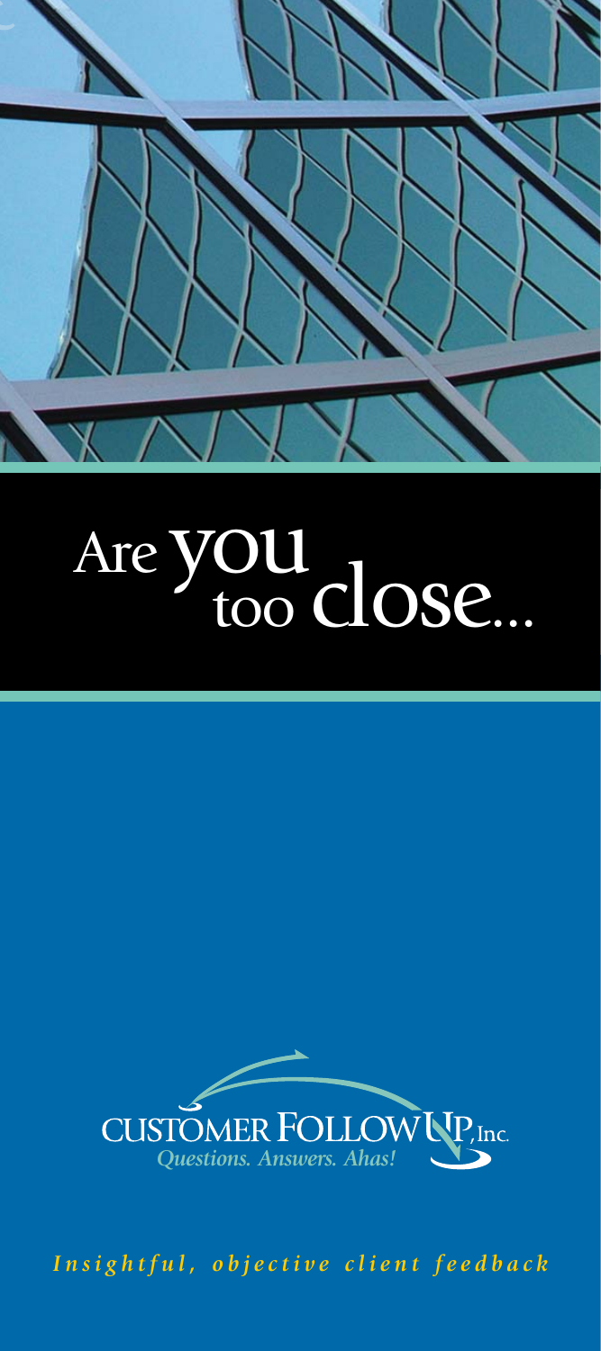# Are you too close...

CUSTOMER FOLLOWUP, Inc.

*Questions. Answers. Ahas!*

*Insightful, objective client feedback*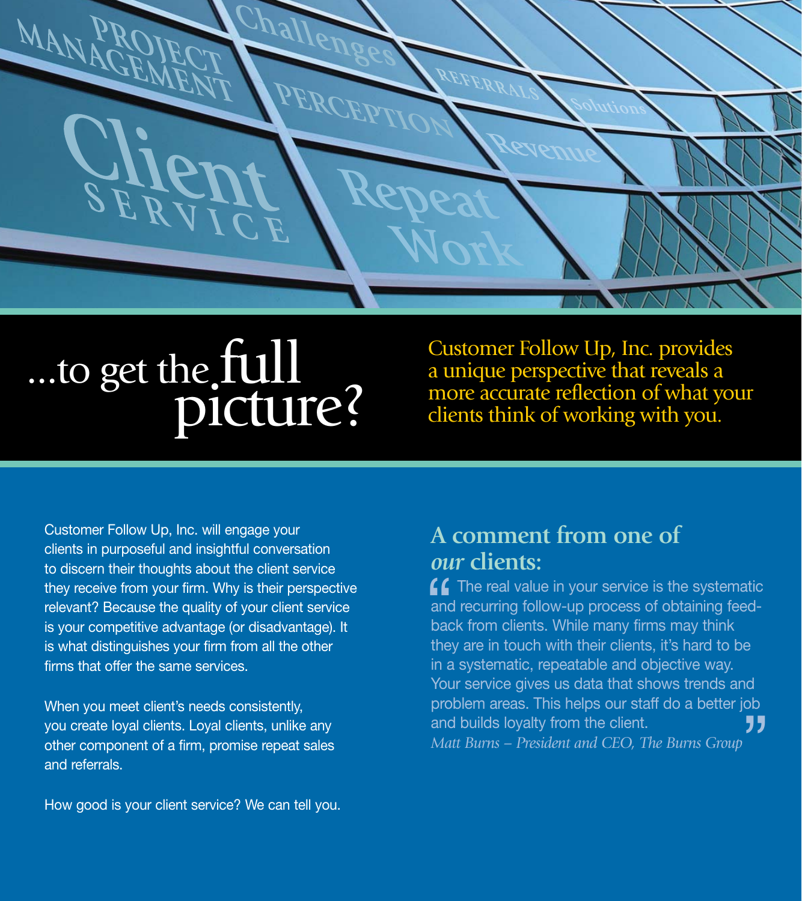# ...to get the full picture?

Customer Follow Up, Inc. provides a unique perspective that reveals a more accurate reflection of what your clients think of working with you.

Customer Follow Up, Inc. will engage your clients in purposeful and insightful conversation to discern their thoughts about the client service they receive from your firm. Why is their perspective relevant? Because the quality of your client service is your competitive advantage (or disadvantage). It is what distinguishes your firm from all the other firms that offer the same services.

When you meet client's needs consistently, you create loyal clients. Loyal clients, unlike any other component of a firm, promise repeat sales and referrals.

How good is your client service? We can tell you.

## A comment from one of *our* clients:

"The real value in your service is the systematic and recurring follow-up process of obtaining feedback from clients. While many firms may think they are in touch with their clients, it's hard to be in a systematic, repeatable and objective way. Your service gives us data that shows trends and problem areas. This helps our staff do a better job and builds loyalty from the client."

*Matt Burns – President and CEO, The Burns Group*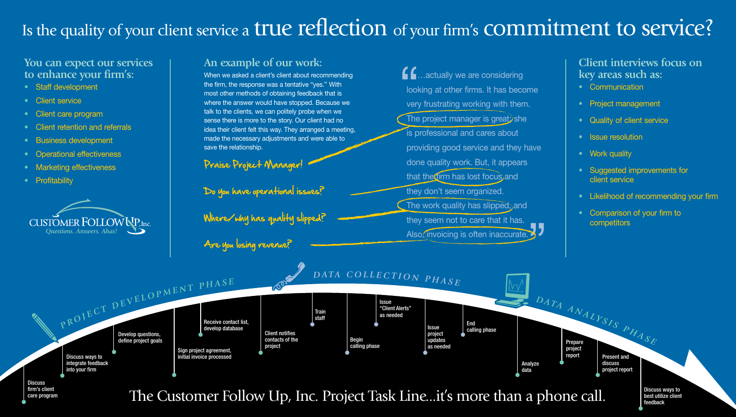# Is the quality of your client service a true reflection of your firm's commitment to service?

## You can expect our services to enhance your firm's:

- Staff development
- Client service
- Client care program
- Client retention and referrals
- Business development
- Operational effectiveness
- Marketing effectiveness
- Profitability

CUSTOMER FOLLOW UP, Inc.
*Questions. Answers. Ahas!*

## An example of our work:

When we asked a client's client about recommending the firm, the response was a tentative "yes." With most other methods of obtaining feedback that is where the answer would have stopped. Because we talk to the clients, we can politely probe when we sense there is more to the story. Our client had no idea their client felt this way. They arranged a meeting, made the necessary adjustments and were able to save the relationship.

"...actually we are considering looking at other firms. It has become very frustrating working with them. The project manager is great; she is professional and cares about providing good service and they have done quality work. But, it appears that the firm has lost focus and they don't seem organized. The work quality has slipped, and they seem not to care that it has. Also, invoicing is often inaccurate."

Praise Project Manager!

Do you have operational issues?

Where/why has quality slipped?

Are you losing revenue?

## Client interviews focus on key areas such as:

- Communication
- Project management
- Quality of client service
- Issue resolution
- Work quality
- Suggested improvements for client service
- Likelihood of recommending your firm
- Comparison of your firm to competitors

### PROJECT DEVELOPMENT PHASE

- Discuss firm's client care program
- Discuss ways to integrate feedback into your firm
- Develop questions, define project goals
- Sign project agreement, initial invoice processed
- Receive contact list, develop database

### DATA COLLECTION PHASE

- Client notifies contacts of the project
- Train staff
- Begin calling phase
- Issue "Client Alerts" as needed
- Issue project updates as needed
- End calling phase

### DATA ANALYSIS PHASE

- Analyze data
- Prepare project report
- Present and discuss project report
- Discuss ways to best utilize client feedback

The Customer Follow Up, Inc. Project Task Line...it's more than a phone call.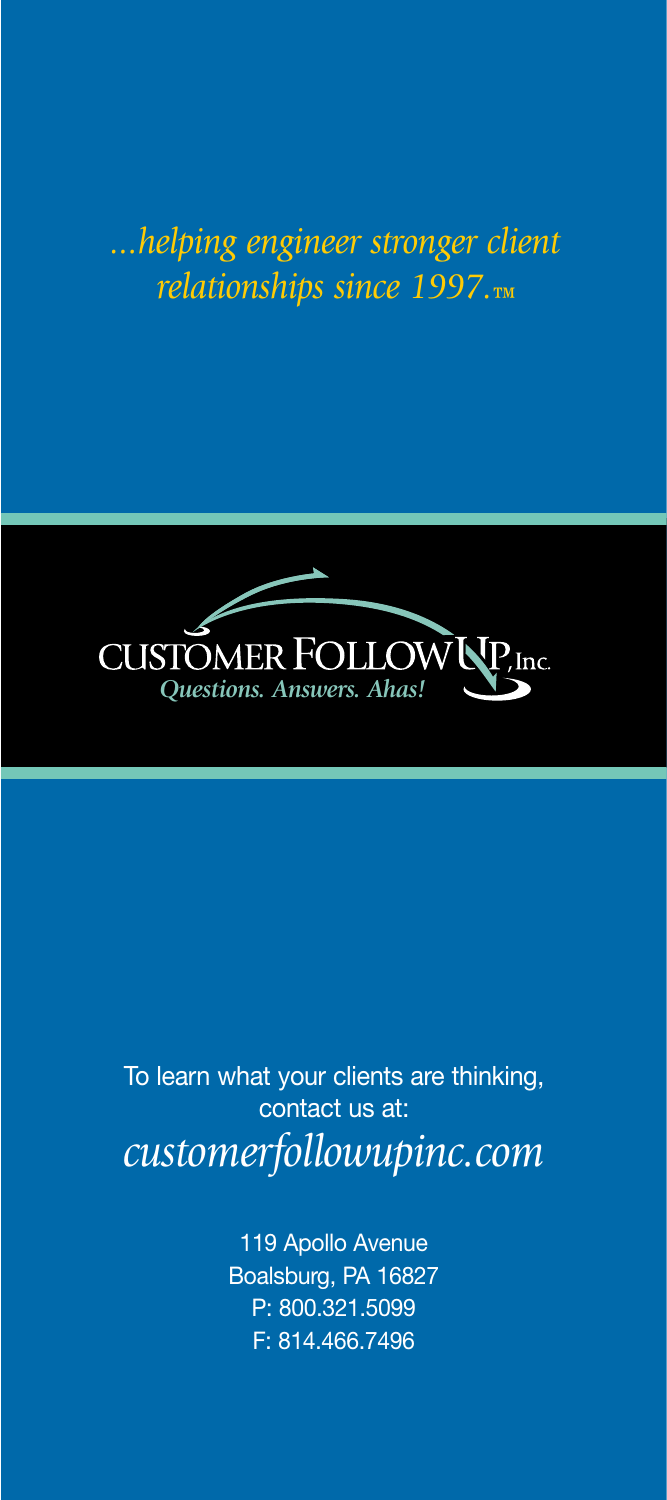*...helping engineer stronger client relationships since 1997.™*

CUSTOMER FOLLOWUP, Inc.

*Questions. Answers. Ahas!*

To learn what your clients are thinking, contact us at:

*customerfollowupinc.com*

119 Apollo Avenue
Boalsburg, PA 16827
P: 800.321.5099
F: 814.466.7496